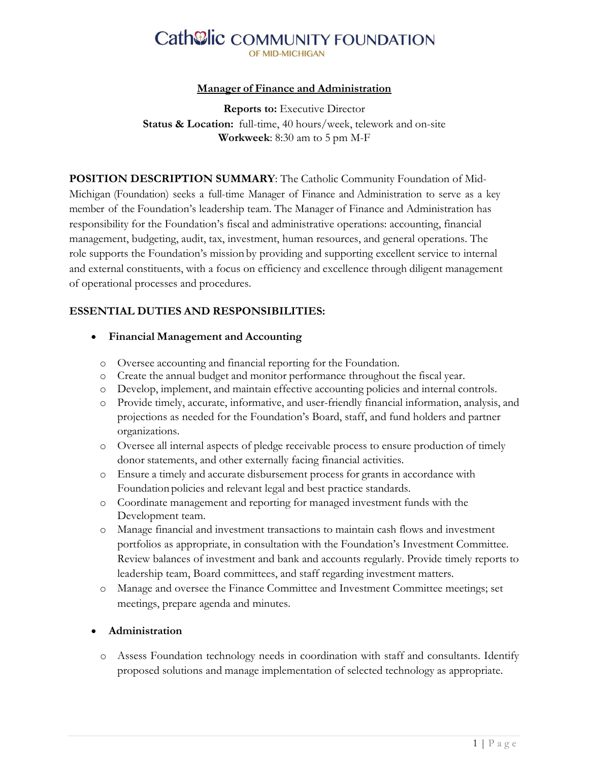# Catholic COMMUNITY FOUNDATION

OF MID-MICHIGAN

## Manager of Finance and Administration

**Reports to:** Executive Director
**Status & Location:** full-time, 40 hours/week, telework and on-site
**Workweek**: 8:30 am to 5 pm M-F

**POSITION DESCRIPTION SUMMARY**: The Catholic Community Foundation of Mid-Michigan (Foundation) seeks a full-time Manager of Finance and Administration to serve as a key member of the Foundation's leadership team. The Manager of Finance and Administration has responsibility for the Foundation's fiscal and administrative operations: accounting, financial management, budgeting, audit, tax, investment, human resources, and general operations. The role supports the Foundation's mission by providing and supporting excellent service to internal and external constituents, with a focus on efficiency and excellence through diligent management of operational processes and procedures.

**ESSENTIAL DUTIES AND RESPONSIBILITIES:**

- **Financial Management and Accounting**
  - Oversee accounting and financial reporting for the Foundation.
  - Create the annual budget and monitor performance throughout the fiscal year.
  - Develop, implement, and maintain effective accounting policies and internal controls.
  - Provide timely, accurate, informative, and user-friendly financial information, analysis, and projections as needed for the Foundation's Board, staff, and fund holders and partner organizations.
  - Oversee all internal aspects of pledge receivable process to ensure production of timely donor statements, and other externally facing financial activities.
  - Ensure a timely and accurate disbursement process for grants in accordance with Foundation policies and relevant legal and best practice standards.
  - Coordinate management and reporting for managed investment funds with the Development team.
  - Manage financial and investment transactions to maintain cash flows and investment portfolios as appropriate, in consultation with the Foundation's Investment Committee. Review balances of investment and bank and accounts regularly. Provide timely reports to leadership team, Board committees, and staff regarding investment matters.
  - Manage and oversee the Finance Committee and Investment Committee meetings; set meetings, prepare agenda and minutes.

- **Administration**
  - Assess Foundation technology needs in coordination with staff and consultants. Identify proposed solutions and manage implementation of selected technology as appropriate.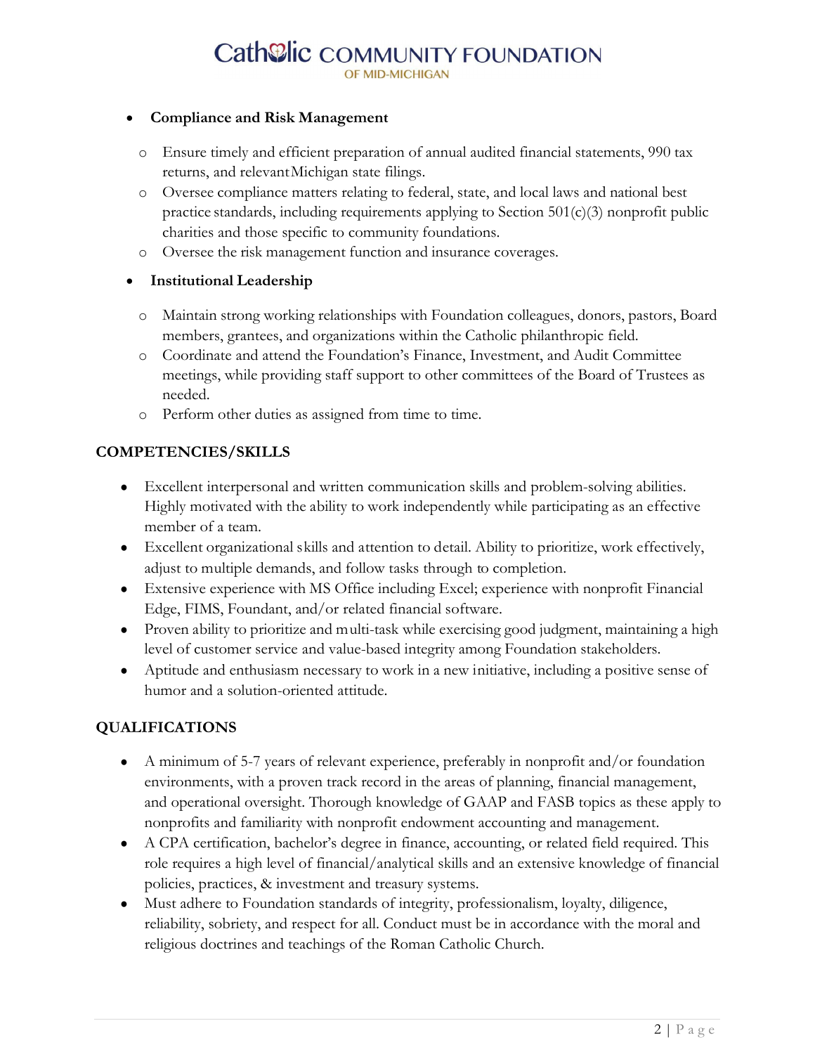- **Compliance and Risk Management**
  - Ensure timely and efficient preparation of annual audited financial statements, 990 tax returns, and relevant Michigan state filings.
  - Oversee compliance matters relating to federal, state, and local laws and national best practice standards, including requirements applying to Section 501(c)(3) nonprofit public charities and those specific to community foundations.
  - Oversee the risk management function and insurance coverages.

- **Institutional Leadership**
  - Maintain strong working relationships with Foundation colleagues, donors, pastors, Board members, grantees, and organizations within the Catholic philanthropic field.
  - Coordinate and attend the Foundation's Finance, Investment, and Audit Committee meetings, while providing staff support to other committees of the Board of Trustees as needed.
  - Perform other duties as assigned from time to time.

## COMPETENCIES/SKILLS

- Excellent interpersonal and written communication skills and problem-solving abilities. Highly motivated with the ability to work independently while participating as an effective member of a team.
- Excellent organizational skills and attention to detail. Ability to prioritize, work effectively, adjust to multiple demands, and follow tasks through to completion.
- Extensive experience with MS Office including Excel; experience with nonprofit Financial Edge, FIMS, Foundant, and/or related financial software.
- Proven ability to prioritize and multi-task while exercising good judgment, maintaining a high level of customer service and value-based integrity among Foundation stakeholders.
- Aptitude and enthusiasm necessary to work in a new initiative, including a positive sense of humor and a solution-oriented attitude.

## QUALIFICATIONS

- A minimum of 5-7 years of relevant experience, preferably in nonprofit and/or foundation environments, with a proven track record in the areas of planning, financial management, and operational oversight. Thorough knowledge of GAAP and FASB topics as these apply to nonprofits and familiarity with nonprofit endowment accounting and management.
- A CPA certification, bachelor's degree in finance, accounting, or related field required. This role requires a high level of financial/analytical skills and an extensive knowledge of financial policies, practices, & investment and treasury systems.
- Must adhere to Foundation standards of integrity, professionalism, loyalty, diligence, reliability, sobriety, and respect for all. Conduct must be in accordance with the moral and religious doctrines and teachings of the Roman Catholic Church.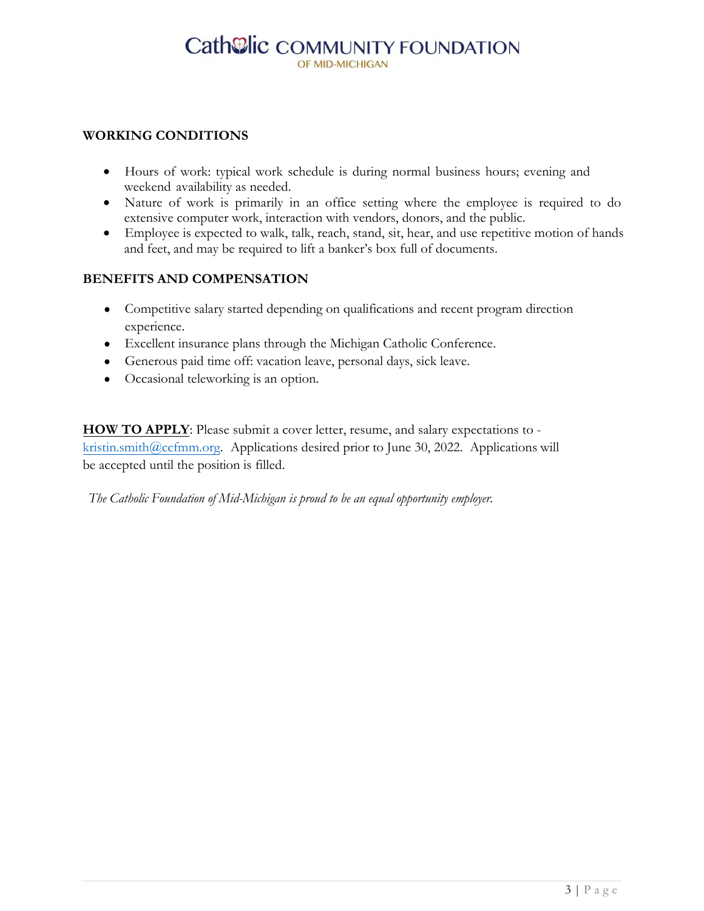## WORKING CONDITIONS

- Hours of work: typical work schedule is during normal business hours; evening and weekend availability as needed.
- Nature of work is primarily in an office setting where the employee is required to do extensive computer work, interaction with vendors, donors, and the public.
- Employee is expected to walk, talk, reach, stand, sit, hear, and use repetitive motion of hands and feet, and may be required to lift a banker's box full of documents.

## BENEFITS AND COMPENSATION

- Competitive salary started depending on qualifications and recent program direction experience.
- Excellent insurance plans through the Michigan Catholic Conference.
- Generous paid time off: vacation leave, personal days, sick leave.
- Occasional teleworking is an option.

**HOW TO APPLY**: Please submit a cover letter, resume, and salary expectations to - kristin.smith@ccfmm.org. Applications desired prior to June 30, 2022. Applications will be accepted until the position is filled.

*The Catholic Foundation of Mid-Michigan is proud to be an equal opportunity employer.*